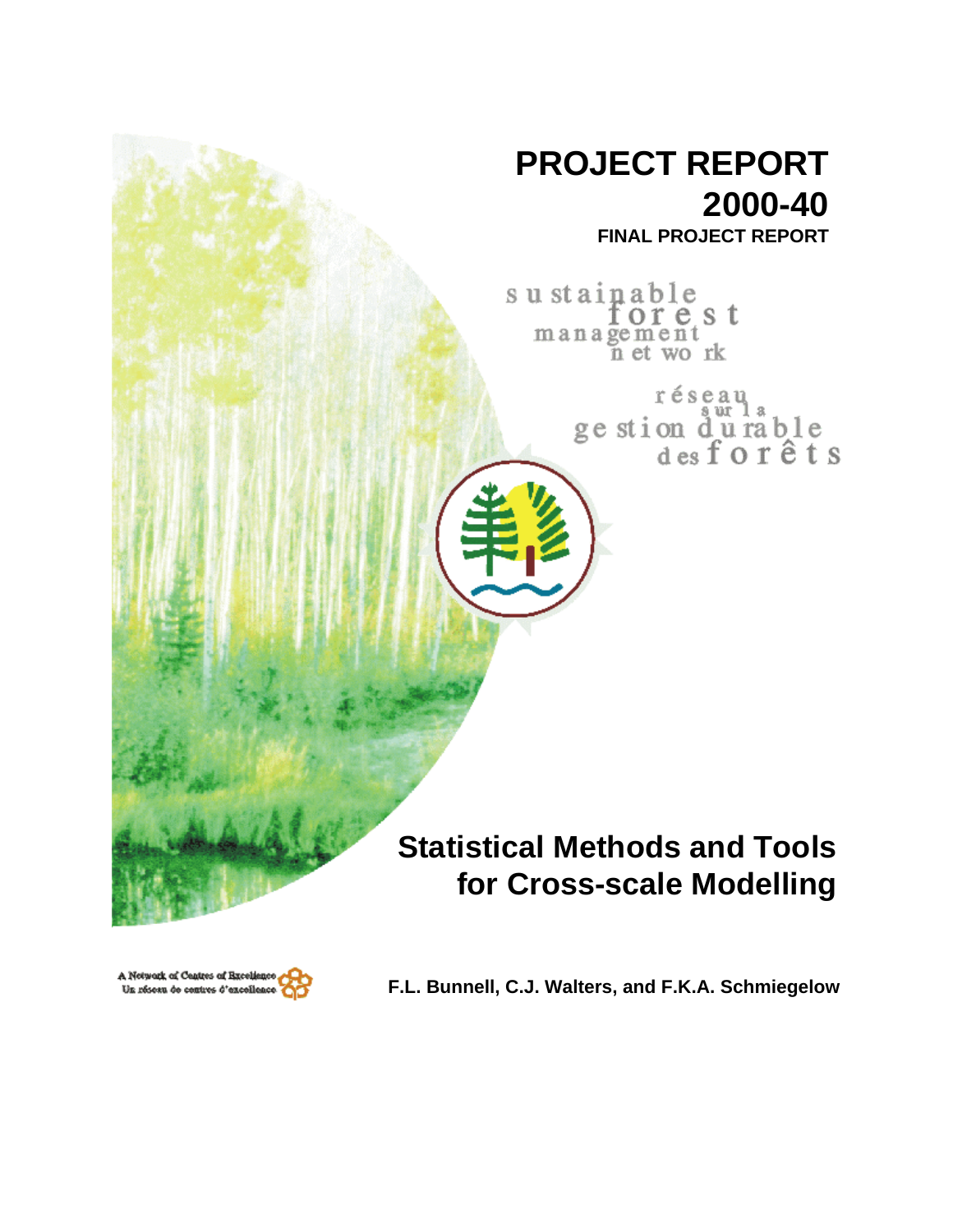# PROJECT REPORT 2000-40

**FINAL PROJECT REPORT**

sustainable forest management network

réseau sur la gestion durable des forêts

# Statistical Methods and Tools for Cross-scale Modelling

A Network of Centres of Excellence
Un réseau de centres d'excellence

**F.L. Bunnell, C.J. Walters, and F.K.A. Schmiegelow**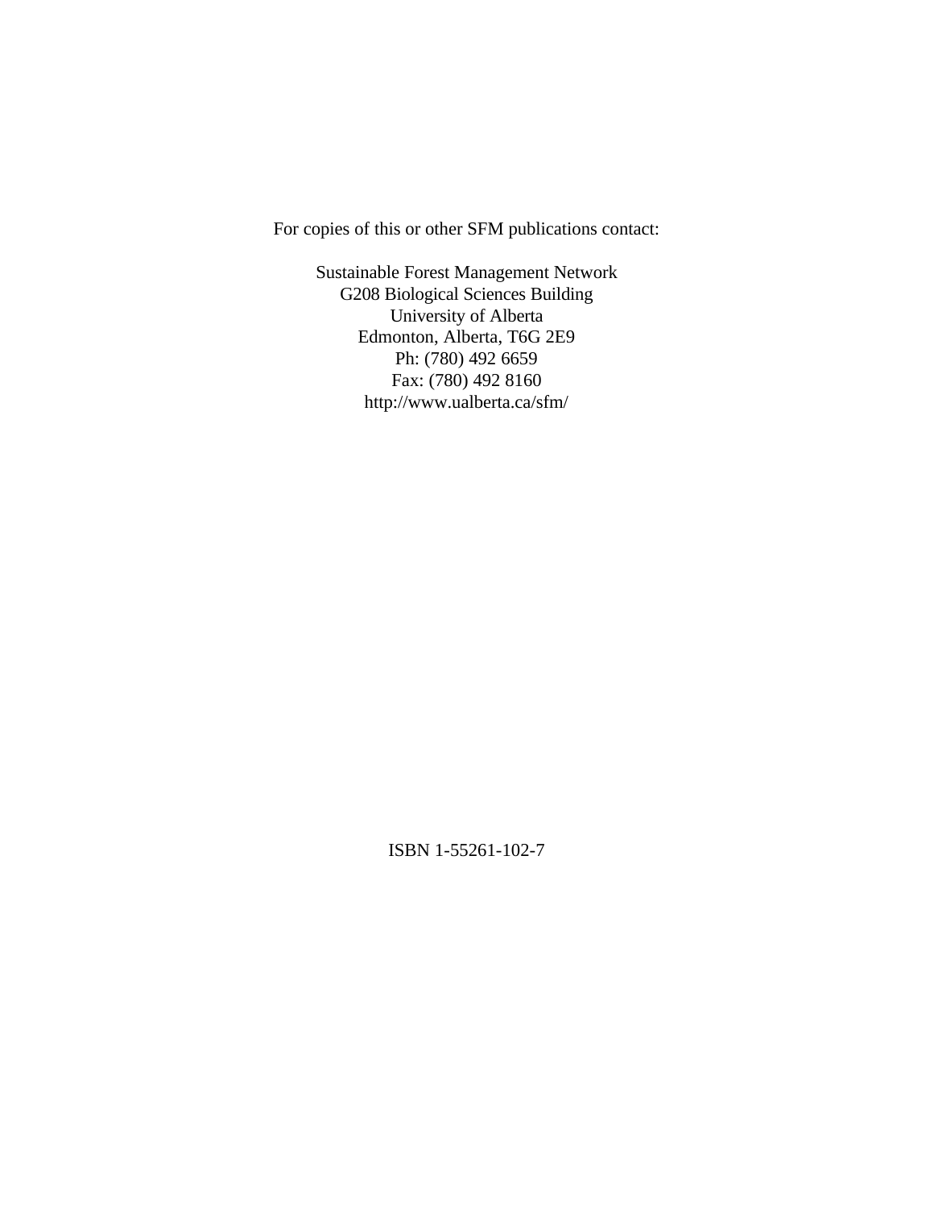For copies of this or other SFM publications contact:

Sustainable Forest Management Network
G208 Biological Sciences Building
University of Alberta
Edmonton, Alberta, T6G 2E9
Ph: (780) 492 6659
Fax: (780) 492 8160
http://www.ualberta.ca/sfm/

ISBN 1-55261-102-7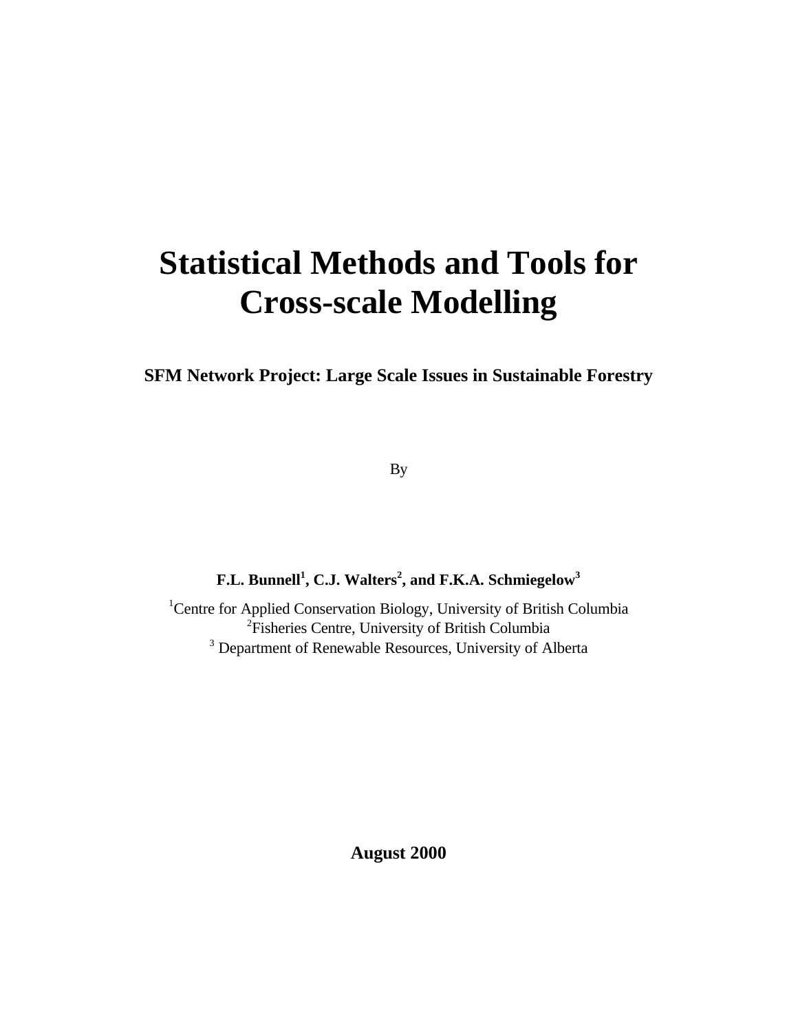# Statistical Methods and Tools for Cross-scale Modelling

**SFM Network Project: Large Scale Issues in Sustainable Forestry**

By

**F.L. Bunnell[1], C.J. Walters[2], and F.K.A. Schmiegelow[3]**

[1]Centre for Applied Conservation Biology, University of British Columbia
[2]Fisheries Centre, University of British Columbia
[3] Department of Renewable Resources, University of Alberta

**August 2000**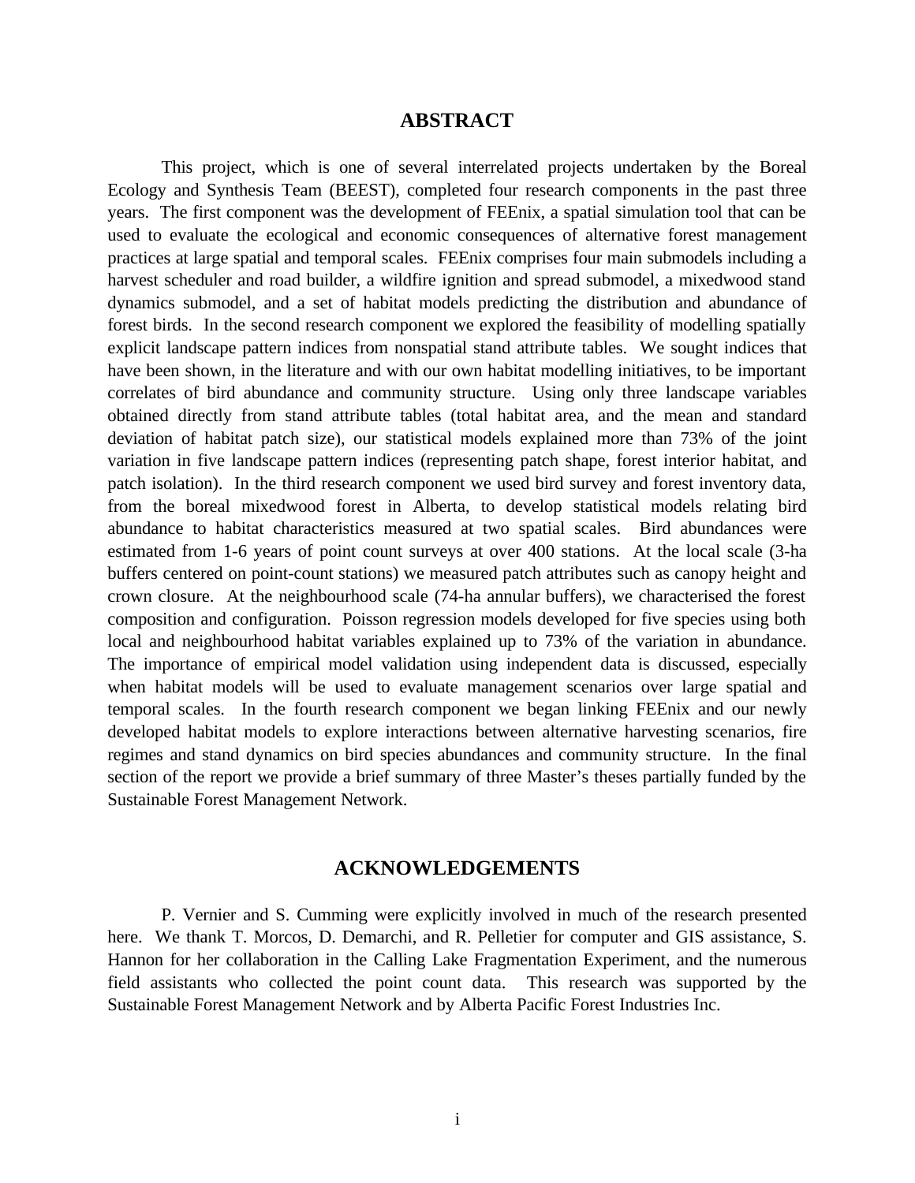## ABSTRACT

This project, which is one of several interrelated projects undertaken by the Boreal Ecology and Synthesis Team (BEEST), completed four research components in the past three years. The first component was the development of FEEnix, a spatial simulation tool that can be used to evaluate the ecological and economic consequences of alternative forest management practices at large spatial and temporal scales. FEEnix comprises four main submodels including a harvest scheduler and road builder, a wildfire ignition and spread submodel, a mixedwood stand dynamics submodel, and a set of habitat models predicting the distribution and abundance of forest birds. In the second research component we explored the feasibility of modelling spatially explicit landscape pattern indices from nonspatial stand attribute tables. We sought indices that have been shown, in the literature and with our own habitat modelling initiatives, to be important correlates of bird abundance and community structure. Using only three landscape variables obtained directly from stand attribute tables (total habitat area, and the mean and standard deviation of habitat patch size), our statistical models explained more than 73% of the joint variation in five landscape pattern indices (representing patch shape, forest interior habitat, and patch isolation). In the third research component we used bird survey and forest inventory data, from the boreal mixedwood forest in Alberta, to develop statistical models relating bird abundance to habitat characteristics measured at two spatial scales. Bird abundances were estimated from 1-6 years of point count surveys at over 400 stations. At the local scale (3-ha buffers centered on point-count stations) we measured patch attributes such as canopy height and crown closure. At the neighbourhood scale (74-ha annular buffers), we characterised the forest composition and configuration. Poisson regression models developed for five species using both local and neighbourhood habitat variables explained up to 73% of the variation in abundance. The importance of empirical model validation using independent data is discussed, especially when habitat models will be used to evaluate management scenarios over large spatial and temporal scales. In the fourth research component we began linking FEEnix and our newly developed habitat models to explore interactions between alternative harvesting scenarios, fire regimes and stand dynamics on bird species abundances and community structure. In the final section of the report we provide a brief summary of three Master's theses partially funded by the Sustainable Forest Management Network.

## ACKNOWLEDGEMENTS

P. Vernier and S. Cumming were explicitly involved in much of the research presented here. We thank T. Morcos, D. Demarchi, and R. Pelletier for computer and GIS assistance, S. Hannon for her collaboration in the Calling Lake Fragmentation Experiment, and the numerous field assistants who collected the point count data. This research was supported by the Sustainable Forest Management Network and by Alberta Pacific Forest Industries Inc.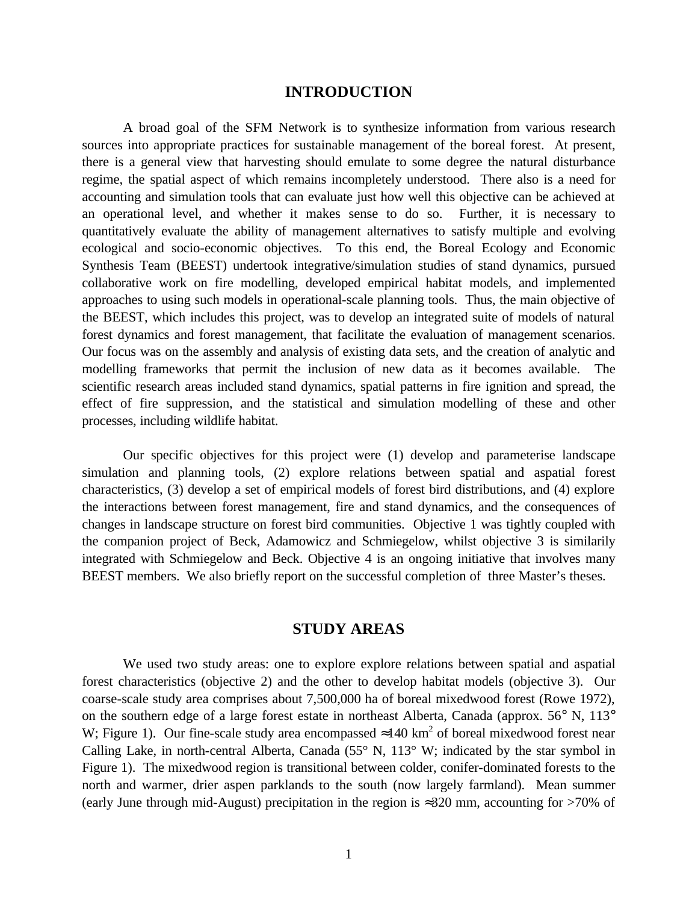# INTRODUCTION

A broad goal of the SFM Network is to synthesize information from various research sources into appropriate practices for sustainable management of the boreal forest. At present, there is a general view that harvesting should emulate to some degree the natural disturbance regime, the spatial aspect of which remains incompletely understood. There also is a need for accounting and simulation tools that can evaluate just how well this objective can be achieved at an operational level, and whether it makes sense to do so. Further, it is necessary to quantitatively evaluate the ability of management alternatives to satisfy multiple and evolving ecological and socio-economic objectives. To this end, the Boreal Ecology and Economic Synthesis Team (BEEST) undertook integrative/simulation studies of stand dynamics, pursued collaborative work on fire modelling, developed empirical habitat models, and implemented approaches to using such models in operational-scale planning tools. Thus, the main objective of the BEEST, which includes this project, was to develop an integrated suite of models of natural forest dynamics and forest management, that facilitate the evaluation of management scenarios. Our focus was on the assembly and analysis of existing data sets, and the creation of analytic and modelling frameworks that permit the inclusion of new data as it becomes available. The scientific research areas included stand dynamics, spatial patterns in fire ignition and spread, the effect of fire suppression, and the statistical and simulation modelling of these and other processes, including wildlife habitat.

Our specific objectives for this project were (1) develop and parameterise landscape simulation and planning tools, (2) explore relations between spatial and aspatial forest characteristics, (3) develop a set of empirical models of forest bird distributions, and (4) explore the interactions between forest management, fire and stand dynamics, and the consequences of changes in landscape structure on forest bird communities. Objective 1 was tightly coupled with the companion project of Beck, Adamowicz and Schmiegelow, whilst objective 3 is similarily integrated with Schmiegelow and Beck. Objective 4 is an ongoing initiative that involves many BEEST members. We also briefly report on the successful completion of three Master's theses.

# STUDY AREAS

We used two study areas: one to explore explore relations between spatial and aspatial forest characteristics (objective 2) and the other to develop habitat models (objective 3). Our coarse-scale study area comprises about 7,500,000 ha of boreal mixedwood forest (Rowe 1972), on the southern edge of a large forest estate in northeast Alberta, Canada (approx. 56° N, 113° W; Figure 1). Our fine-scale study area encompassed ≈140 km$^2$ of boreal mixedwood forest near Calling Lake, in north-central Alberta, Canada (55° N, 113° W; indicated by the star symbol in Figure 1). The mixedwood region is transitional between colder, conifer-dominated forests to the north and warmer, drier aspen parklands to the south (now largely farmland). Mean summer (early June through mid-August) precipitation in the region is ≈320 mm, accounting for >70% of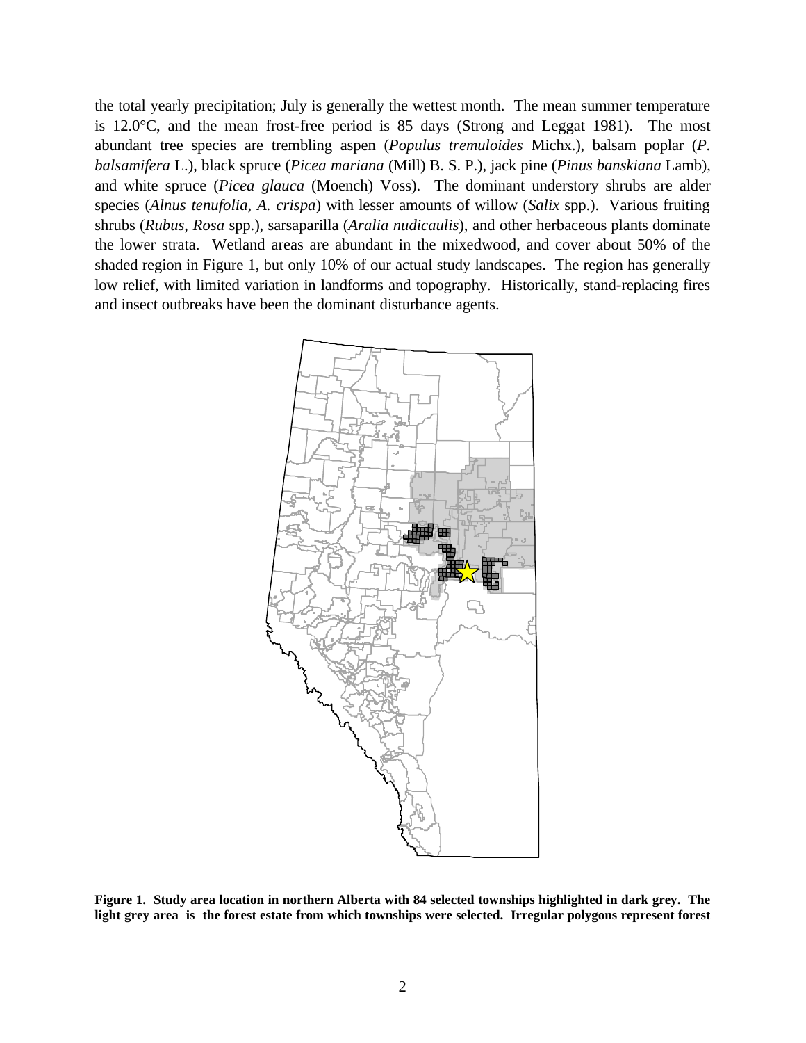the total yearly precipitation; July is generally the wettest month. The mean summer temperature is 12.0°C, and the mean frost-free period is 85 days (Strong and Leggat 1981). The most abundant tree species are trembling aspen (*Populus tremuloides* Michx.), balsam poplar (*P. balsamifera* L.), black spruce (*Picea mariana* (Mill) B. S. P.), jack pine (*Pinus banskiana* Lamb), and white spruce (*Picea glauca* (Moench) Voss). The dominant understory shrubs are alder species (*Alnus tenufolia*, *A. crispa*) with lesser amounts of willow (*Salix* spp.). Various fruiting shrubs (*Rubus*, *Rosa* spp.), sarsaparilla (*Aralia nudicaulis*), and other herbaceous plants dominate the lower strata. Wetland areas are abundant in the mixedwood, and cover about 50% of the shaded region in Figure 1, but only 10% of our actual study landscapes. The region has generally low relief, with limited variation in landforms and topography. Historically, stand-replacing fires and insect outbreaks have been the dominant disturbance agents.

**Figure 1. Study area location in northern Alberta with 84 selected townships highlighted in dark grey. The light grey area is the forest estate from which townships were selected. Irregular polygons represent forest**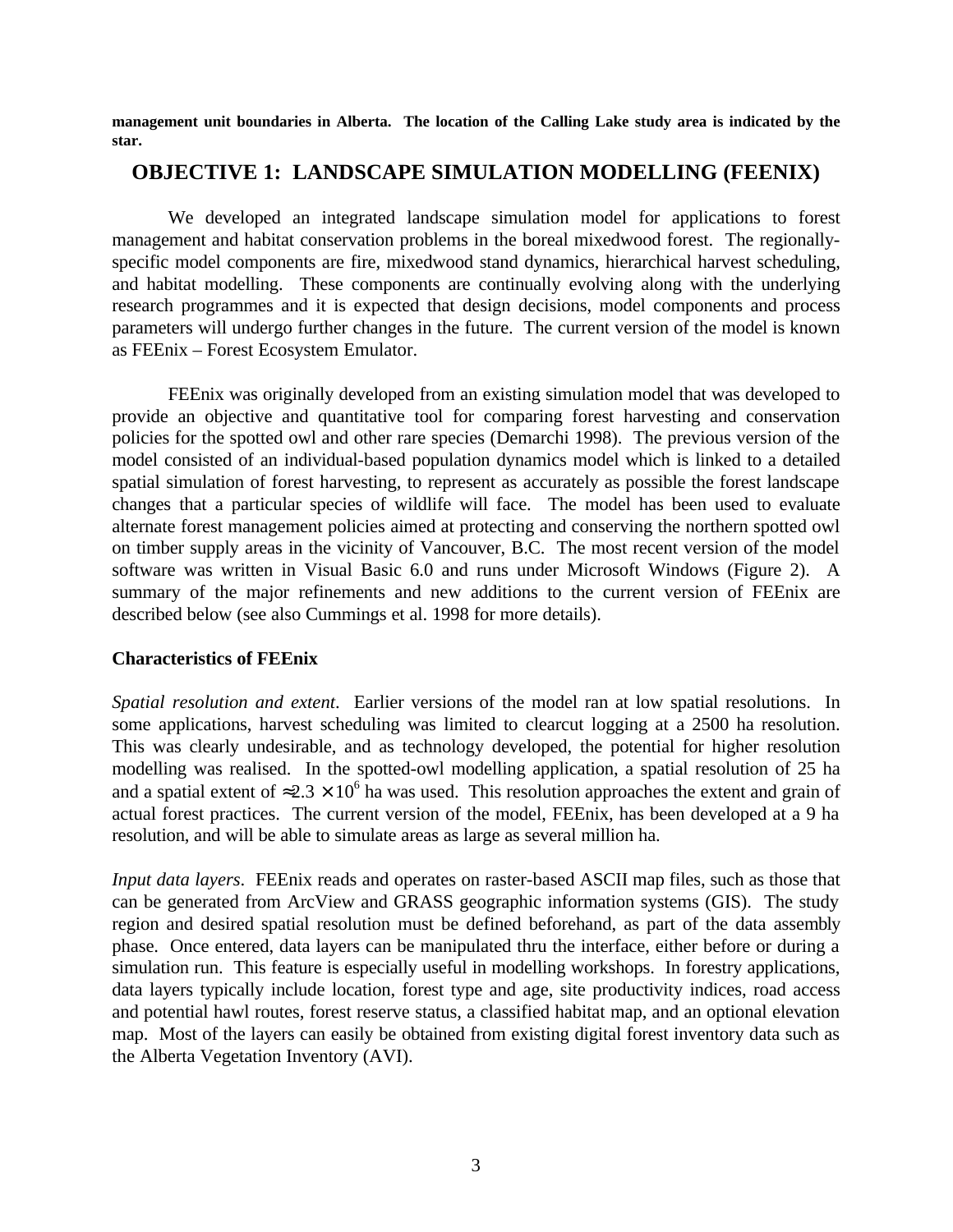**management unit boundaries in Alberta. The location of the Calling Lake study area is indicated by the star.**

## OBJECTIVE 1: LANDSCAPE SIMULATION MODELLING (FEENIX)

We developed an integrated landscape simulation model for applications to forest management and habitat conservation problems in the boreal mixedwood forest. The regionally-specific model components are fire, mixedwood stand dynamics, hierarchical harvest scheduling, and habitat modelling. These components are continually evolving along with the underlying research programmes and it is expected that design decisions, model components and process parameters will undergo further changes in the future. The current version of the model is known as FEEnix – Forest Ecosystem Emulator.

FEEnix was originally developed from an existing simulation model that was developed to provide an objective and quantitative tool for comparing forest harvesting and conservation policies for the spotted owl and other rare species (Demarchi 1998). The previous version of the model consisted of an individual-based population dynamics model which is linked to a detailed spatial simulation of forest harvesting, to represent as accurately as possible the forest landscape changes that a particular species of wildlife will face. The model has been used to evaluate alternate forest management policies aimed at protecting and conserving the northern spotted owl on timber supply areas in the vicinity of Vancouver, B.C. The most recent version of the model software was written in Visual Basic 6.0 and runs under Microsoft Windows (Figure 2). A summary of the major refinements and new additions to the current version of FEEnix are described below (see also Cummings et al. 1998 for more details).

### Characteristics of FEEnix

*Spatial resolution and extent*. Earlier versions of the model ran at low spatial resolutions. In some applications, harvest scheduling was limited to clearcut logging at a 2500 ha resolution. This was clearly undesirable, and as technology developed, the potential for higher resolution modelling was realised. In the spotted-owl modelling application, a spatial resolution of 25 ha and a spatial extent of $\approx 2.3 \times 10^{6}$ ha was used. This resolution approaches the extent and grain of actual forest practices. The current version of the model, FEEnix, has been developed at a 9 ha resolution, and will be able to simulate areas as large as several million ha.

*Input data layers*. FEEnix reads and operates on raster-based ASCII map files, such as those that can be generated from ArcView and GRASS geographic information systems (GIS). The study region and desired spatial resolution must be defined beforehand, as part of the data assembly phase. Once entered, data layers can be manipulated thru the interface, either before or during a simulation run. This feature is especially useful in modelling workshops. In forestry applications, data layers typically include location, forest type and age, site productivity indices, road access and potential hawl routes, forest reserve status, a classified habitat map, and an optional elevation map. Most of the layers can easily be obtained from existing digital forest inventory data such as the Alberta Vegetation Inventory (AVI).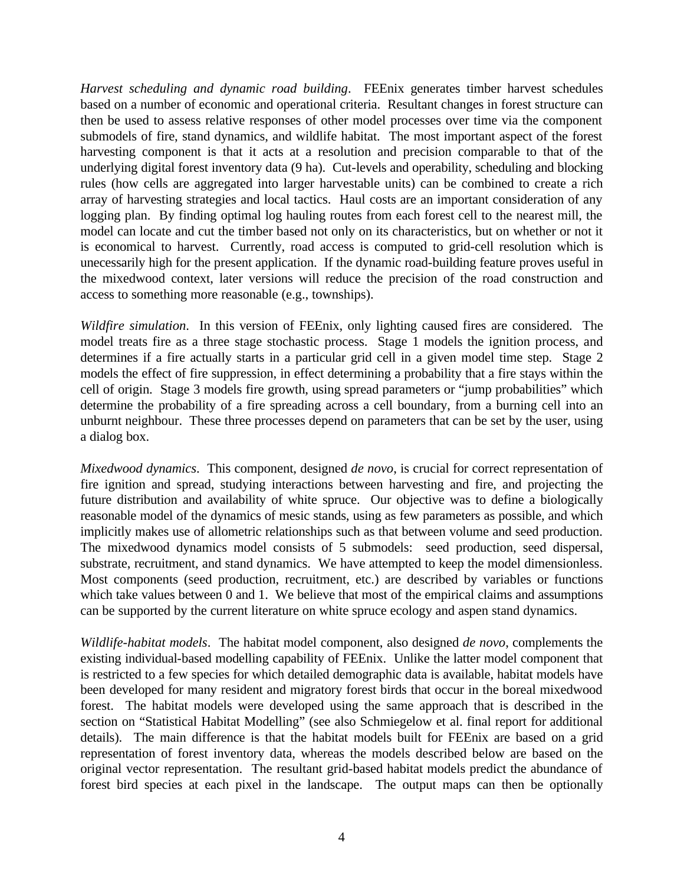*Harvest scheduling and dynamic road building*. FEEnix generates timber harvest schedules based on a number of economic and operational criteria. Resultant changes in forest structure can then be used to assess relative responses of other model processes over time via the component submodels of fire, stand dynamics, and wildlife habitat. The most important aspect of the forest harvesting component is that it acts at a resolution and precision comparable to that of the underlying digital forest inventory data (9 ha). Cut-levels and operability, scheduling and blocking rules (how cells are aggregated into larger harvestable units) can be combined to create a rich array of harvesting strategies and local tactics. Haul costs are an important consideration of any logging plan. By finding optimal log hauling routes from each forest cell to the nearest mill, the model can locate and cut the timber based not only on its characteristics, but on whether or not it is economical to harvest. Currently, road access is computed to grid-cell resolution which is unecessarily high for the present application. If the dynamic road-building feature proves useful in the mixedwood context, later versions will reduce the precision of the road construction and access to something more reasonable (e.g., townships).

*Wildfire simulation*. In this version of FEEnix, only lighting caused fires are considered. The model treats fire as a three stage stochastic process. Stage 1 models the ignition process, and determines if a fire actually starts in a particular grid cell in a given model time step. Stage 2 models the effect of fire suppression, in effect determining a probability that a fire stays within the cell of origin. Stage 3 models fire growth, using spread parameters or "jump probabilities" which determine the probability of a fire spreading across a cell boundary, from a burning cell into an unburnt neighbour. These three processes depend on parameters that can be set by the user, using a dialog box.

*Mixedwood dynamics*. This component, designed *de novo*, is crucial for correct representation of fire ignition and spread, studying interactions between harvesting and fire, and projecting the future distribution and availability of white spruce. Our objective was to define a biologically reasonable model of the dynamics of mesic stands, using as few parameters as possible, and which implicitly makes use of allometric relationships such as that between volume and seed production. The mixedwood dynamics model consists of 5 submodels: seed production, seed dispersal, substrate, recruitment, and stand dynamics. We have attempted to keep the model dimensionless. Most components (seed production, recruitment, etc.) are described by variables or functions which take values between 0 and 1. We believe that most of the empirical claims and assumptions can be supported by the current literature on white spruce ecology and aspen stand dynamics.

*Wildlife-habitat models*. The habitat model component, also designed *de novo*, complements the existing individual-based modelling capability of FEEnix. Unlike the latter model component that is restricted to a few species for which detailed demographic data is available, habitat models have been developed for many resident and migratory forest birds that occur in the boreal mixedwood forest. The habitat models were developed using the same approach that is described in the section on "Statistical Habitat Modelling" (see also Schmiegelow et al. final report for additional details). The main difference is that the habitat models built for FEEnix are based on a grid representation of forest inventory data, whereas the models described below are based on the original vector representation. The resultant grid-based habitat models predict the abundance of forest bird species at each pixel in the landscape. The output maps can then be optionally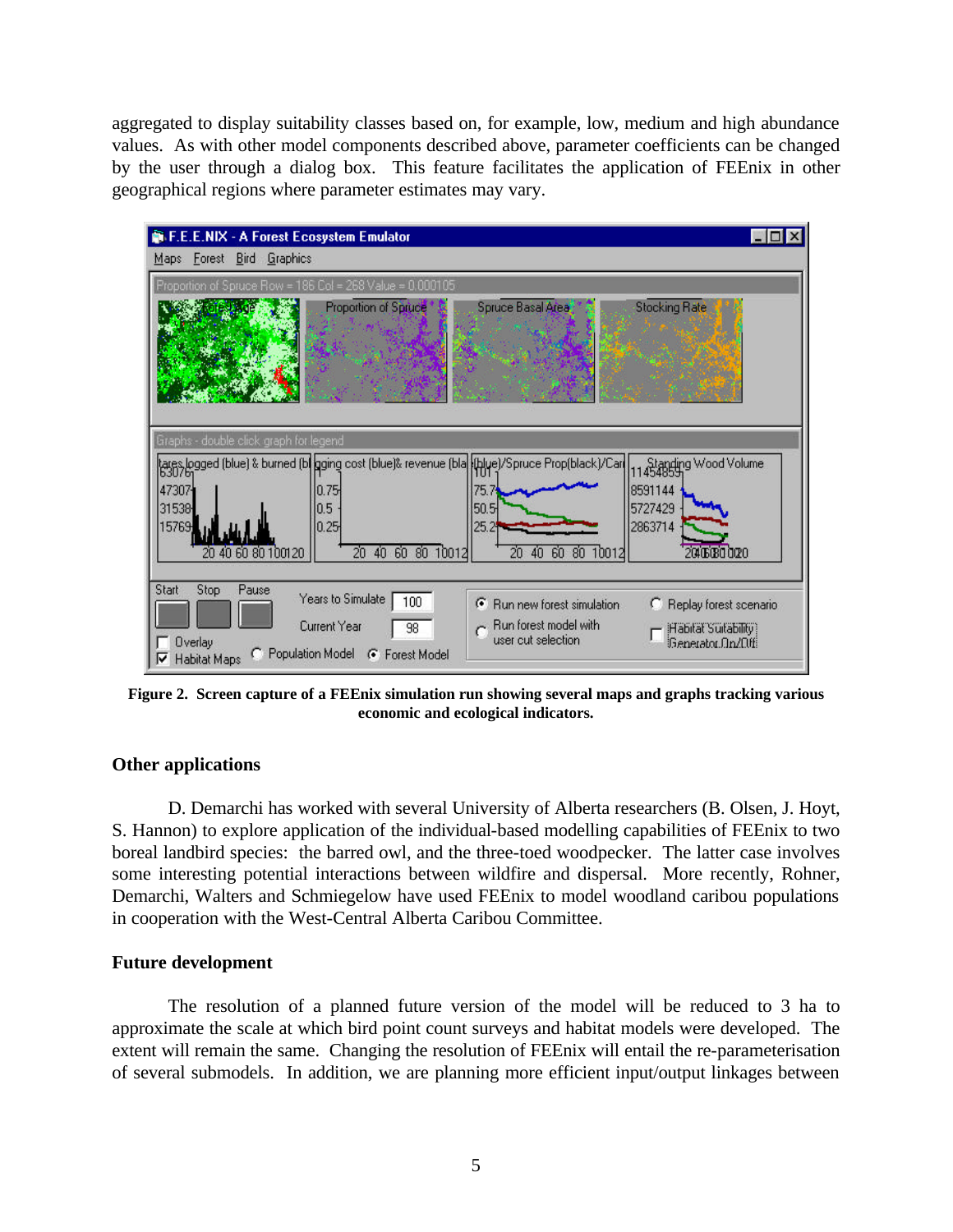aggregated to display suitability classes based on, for example, low, medium and high abundance values. As with other model components described above, parameter coefficients can be changed by the user through a dialog box. This feature facilitates the application of FEEnix in other geographical regions where parameter estimates may vary.

**Figure 2. Screen capture of a FEEnix simulation run showing several maps and graphs tracking various economic and ecological indicators.**

## Other applications

D. Demarchi has worked with several University of Alberta researchers (B. Olsen, J. Hoyt, S. Hannon) to explore application of the individual-based modelling capabilities of FEEnix to two boreal landbird species: the barred owl, and the three-toed woodpecker. The latter case involves some interesting potential interactions between wildfire and dispersal. More recently, Rohner, Demarchi, Walters and Schmiegelow have used FEEnix to model woodland caribou populations in cooperation with the West-Central Alberta Caribou Committee.

## Future development

The resolution of a planned future version of the model will be reduced to 3 ha to approximate the scale at which bird point count surveys and habitat models were developed. The extent will remain the same. Changing the resolution of FEEnix will entail the re-parameterisation of several submodels. In addition, we are planning more efficient input/output linkages between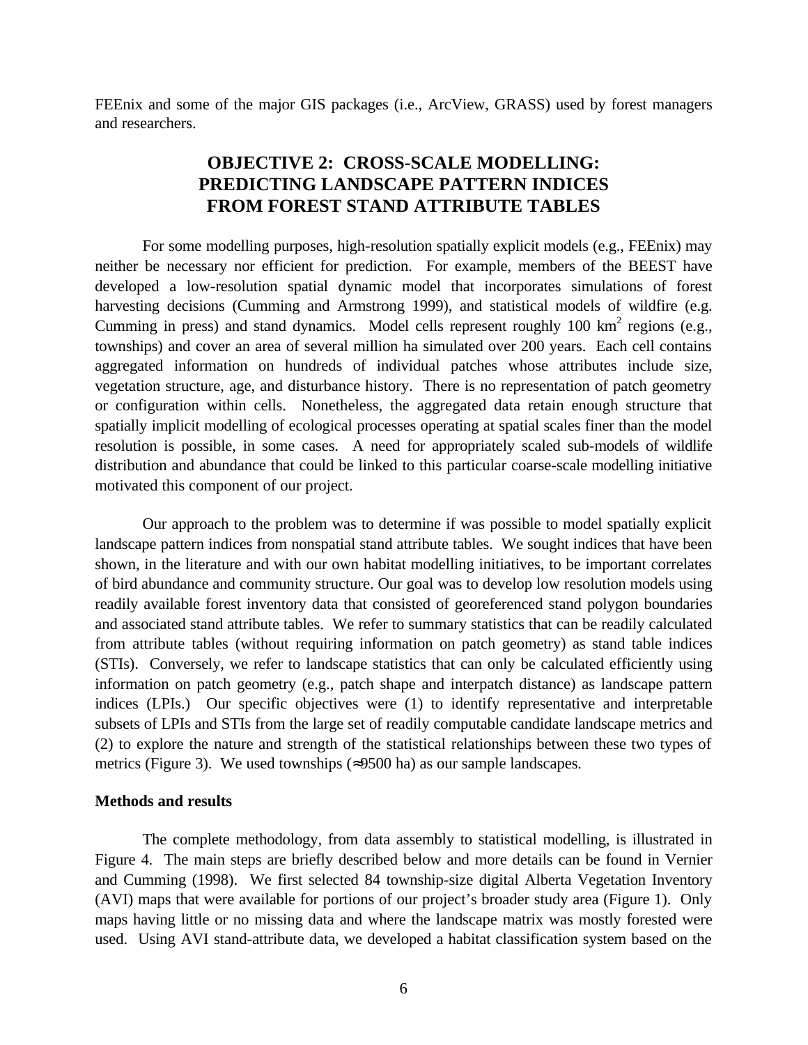FEEnix and some of the major GIS packages (i.e., ArcView, GRASS) used by forest managers and researchers.

## OBJECTIVE 2: CROSS-SCALE MODELLING: PREDICTING LANDSCAPE PATTERN INDICES FROM FOREST STAND ATTRIBUTE TABLES

For some modelling purposes, high-resolution spatially explicit models (e.g., FEEnix) may neither be necessary nor efficient for prediction. For example, members of the BEEST have developed a low-resolution spatial dynamic model that incorporates simulations of forest harvesting decisions (Cumming and Armstrong 1999), and statistical models of wildfire (e.g. Cumming in press) and stand dynamics. Model cells represent roughly 100 $km^2$ regions (e.g., townships) and cover an area of several million ha simulated over 200 years. Each cell contains aggregated information on hundreds of individual patches whose attributes include size, vegetation structure, age, and disturbance history. There is no representation of patch geometry or configuration within cells. Nonetheless, the aggregated data retain enough structure that spatially implicit modelling of ecological processes operating at spatial scales finer than the model resolution is possible, in some cases. A need for appropriately scaled sub-models of wildlife distribution and abundance that could be linked to this particular coarse-scale modelling initiative motivated this component of our project.

Our approach to the problem was to determine if was possible to model spatially explicit landscape pattern indices from nonspatial stand attribute tables. We sought indices that have been shown, in the literature and with our own habitat modelling initiatives, to be important correlates of bird abundance and community structure. Our goal was to develop low resolution models using readily available forest inventory data that consisted of georeferenced stand polygon boundaries and associated stand attribute tables. We refer to summary statistics that can be readily calculated from attribute tables (without requiring information on patch geometry) as stand table indices (STIs). Conversely, we refer to landscape statistics that can only be calculated efficiently using information on patch geometry (e.g., patch shape and interpatch distance) as landscape pattern indices (LPIs.) Our specific objectives were (1) to identify representative and interpretable subsets of LPIs and STIs from the large set of readily computable candidate landscape metrics and (2) to explore the nature and strength of the statistical relationships between these two types of metrics (Figure 3). We used townships (≈9500 ha) as our sample landscapes.

**Methods and results**

The complete methodology, from data assembly to statistical modelling, is illustrated in Figure 4. The main steps are briefly described below and more details can be found in Vernier and Cumming (1998). We first selected 84 township-size digital Alberta Vegetation Inventory (AVI) maps that were available for portions of our project's broader study area (Figure 1). Only maps having little or no missing data and where the landscape matrix was mostly forested were used. Using AVI stand-attribute data, we developed a habitat classification system based on the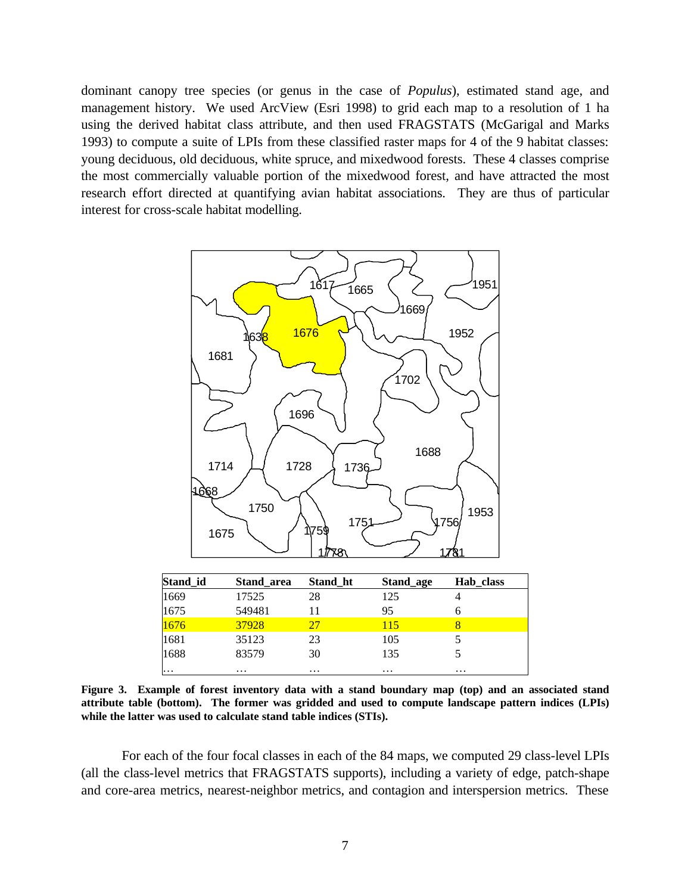dominant canopy tree species (or genus in the case of *Populus*), estimated stand age, and management history. We used ArcView (Esri 1998) to grid each map to a resolution of 1 ha using the derived habitat class attribute, and then used FRAGSTATS (McGarigal and Marks 1993) to compute a suite of LPIs from these classified raster maps for 4 of the 9 habitat classes: young deciduous, old deciduous, white spruce, and mixedwood forests. These 4 classes comprise the most commercially valuable portion of the mixedwood forest, and have attracted the most research effort directed at quantifying avian habitat associations. They are thus of particular interest for cross-scale habitat modelling.

| Stand_id | Stand_area | Stand_ht | Stand_age | Hab_class |
|---|---|---|---|---|
| 1669 | 17525 | 28 | 125 | 4 |
| 1675 | 549481 | 11 | 95 | 6 |
| 1676 | 37928 | 27 | 115 | 8 |
| 1681 | 35123 | 23 | 105 | 5 |
| 1688 | 83579 | 30 | 135 | 5 |
| … | … | … | … | … |

**Figure 3. Example of forest inventory data with a stand boundary map (top) and an associated stand attribute table (bottom). The former was gridded and used to compute landscape pattern indices (LPIs) while the latter was used to calculate stand table indices (STIs).**

For each of the four focal classes in each of the 84 maps, we computed 29 class-level LPIs (all the class-level metrics that FRAGSTATS supports), including a variety of edge, patch-shape and core-area metrics, nearest-neighbor metrics, and contagion and interspersion metrics. These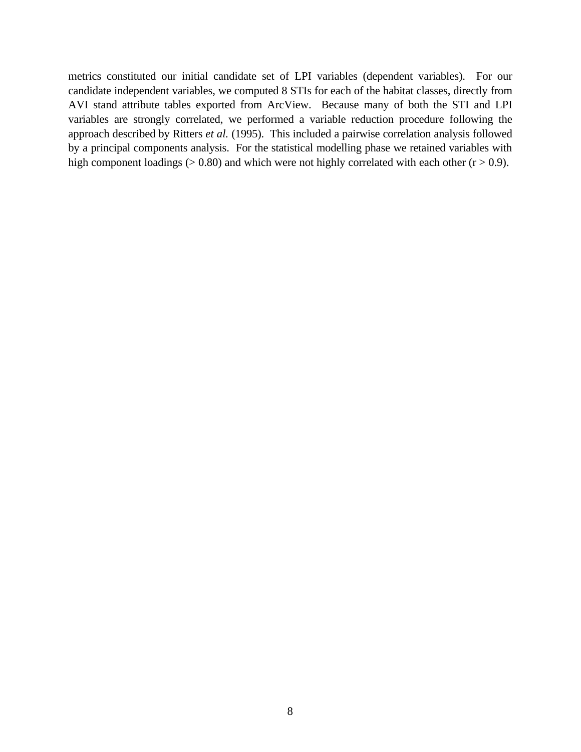metrics constituted our initial candidate set of LPI variables (dependent variables). For our candidate independent variables, we computed 8 STIs for each of the habitat classes, directly from AVI stand attribute tables exported from ArcView. Because many of both the STI and LPI variables are strongly correlated, we performed a variable reduction procedure following the approach described by Ritters *et al.* (1995). This included a pairwise correlation analysis followed by a principal components analysis. For the statistical modelling phase we retained variables with high component loadings (> 0.80) and which were not highly correlated with each other ($r > 0.9$).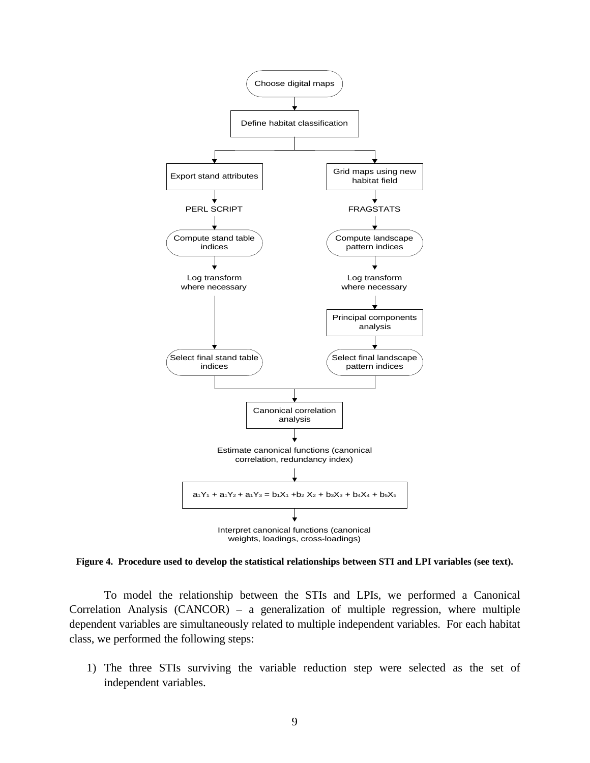Choose digital maps

Define habitat classification

Export stand attributes

Grid maps using new habitat field

PERL SCRIPT

FRAGSTATS

Compute stand table indices

Compute landscape pattern indices

Log transform where necessary

Log transform where necessary

Principal components analysis

Select final stand table indices

Select final landscape pattern indices

Canonical correlation analysis

Estimate canonical functions (canonical correlation, redundancy index)

$$a_1Y_1 + a_1Y_2 + a_1Y_3 = b_1X_1 + b_2X_2 + b_3X_3 + b_4X_4 + b_5X_5$$

Interpret canonical functions (canonical weights, loadings, cross-loadings)

**Figure 4. Procedure used to develop the statistical relationships between STI and LPI variables (see text).**

To model the relationship between the STIs and LPIs, we performed a Canonical Correlation Analysis (CANCOR) – a generalization of multiple regression, where multiple dependent variables are simultaneously related to multiple independent variables. For each habitat class, we performed the following steps:

1) The three STIs surviving the variable reduction step were selected as the set of independent variables.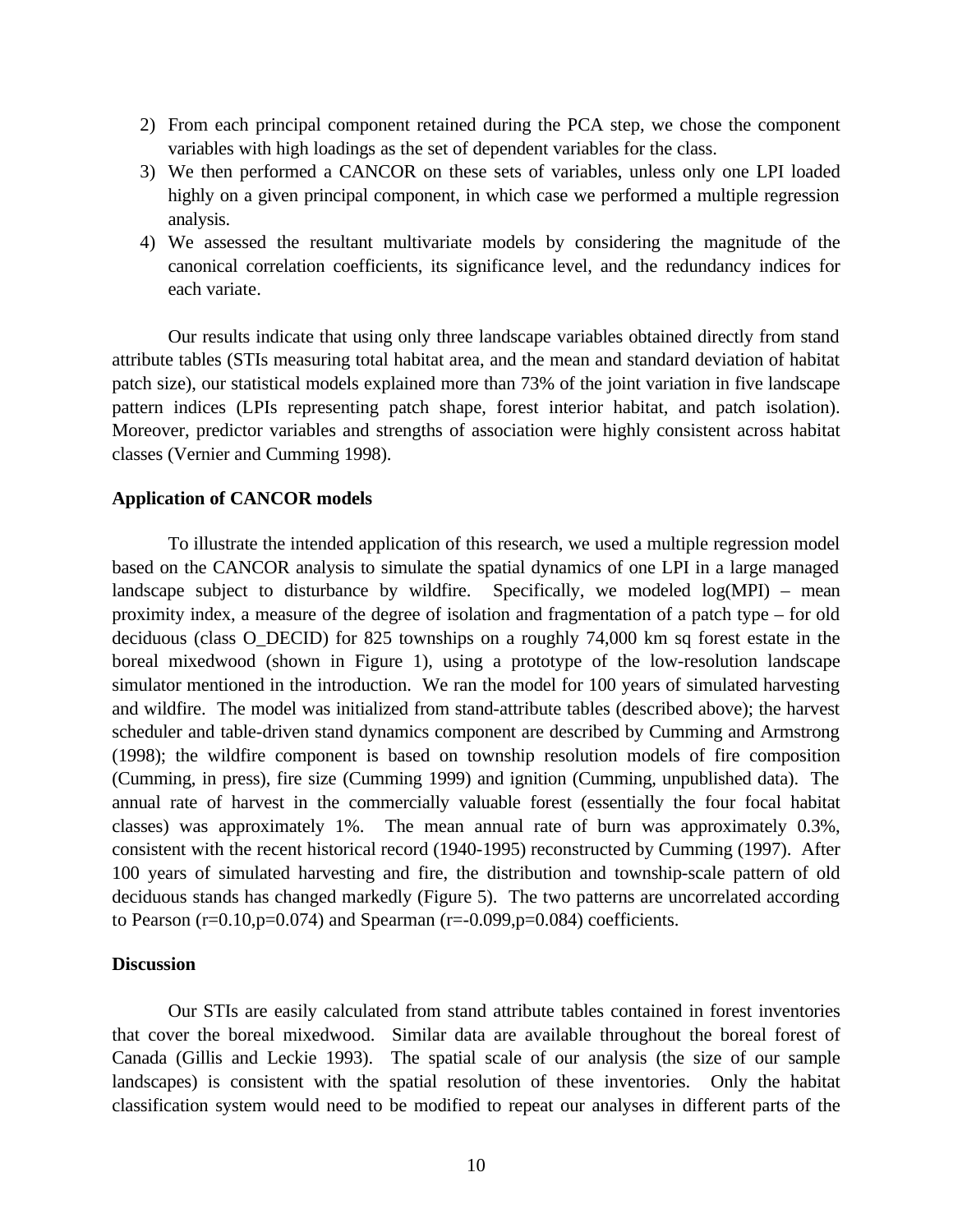2) From each principal component retained during the PCA step, we chose the component variables with high loadings as the set of dependent variables for the class.
3) We then performed a CANCOR on these sets of variables, unless only one LPI loaded highly on a given principal component, in which case we performed a multiple regression analysis.
4) We assessed the resultant multivariate models by considering the magnitude of the canonical correlation coefficients, its significance level, and the redundancy indices for each variate.

Our results indicate that using only three landscape variables obtained directly from stand attribute tables (STIs measuring total habitat area, and the mean and standard deviation of habitat patch size), our statistical models explained more than 73% of the joint variation in five landscape pattern indices (LPIs representing patch shape, forest interior habitat, and patch isolation). Moreover, predictor variables and strengths of association were highly consistent across habitat classes (Vernier and Cumming 1998).

**Application of CANCOR models**

To illustrate the intended application of this research, we used a multiple regression model based on the CANCOR analysis to simulate the spatial dynamics of one LPI in a large managed landscape subject to disturbance by wildfire. Specifically, we modeled log(MPI) – mean proximity index, a measure of the degree of isolation and fragmentation of a patch type – for old deciduous (class O_DECID) for 825 townships on a roughly 74,000 km sq forest estate in the boreal mixedwood (shown in Figure 1), using a prototype of the low-resolution landscape simulator mentioned in the introduction. We ran the model for 100 years of simulated harvesting and wildfire. The model was initialized from stand-attribute tables (described above); the harvest scheduler and table-driven stand dynamics component are described by Cumming and Armstrong (1998); the wildfire component is based on township resolution models of fire composition (Cumming, in press), fire size (Cumming 1999) and ignition (Cumming, unpublished data). The annual rate of harvest in the commercially valuable forest (essentially the four focal habitat classes) was approximately 1%. The mean annual rate of burn was approximately 0.3%, consistent with the recent historical record (1940-1995) reconstructed by Cumming (1997). After 100 years of simulated harvesting and fire, the distribution and township-scale pattern of old deciduous stands has changed markedly (Figure 5). The two patterns are uncorrelated according to Pearson ($r=0.10, p=0.074$) and Spearman ($r=-0.099, p=0.084$) coefficients.

**Discussion**

Our STIs are easily calculated from stand attribute tables contained in forest inventories that cover the boreal mixedwood. Similar data are available throughout the boreal forest of Canada (Gillis and Leckie 1993). The spatial scale of our analysis (the size of our sample landscapes) is consistent with the spatial resolution of these inventories. Only the habitat classification system would need to be modified to repeat our analyses in different parts of the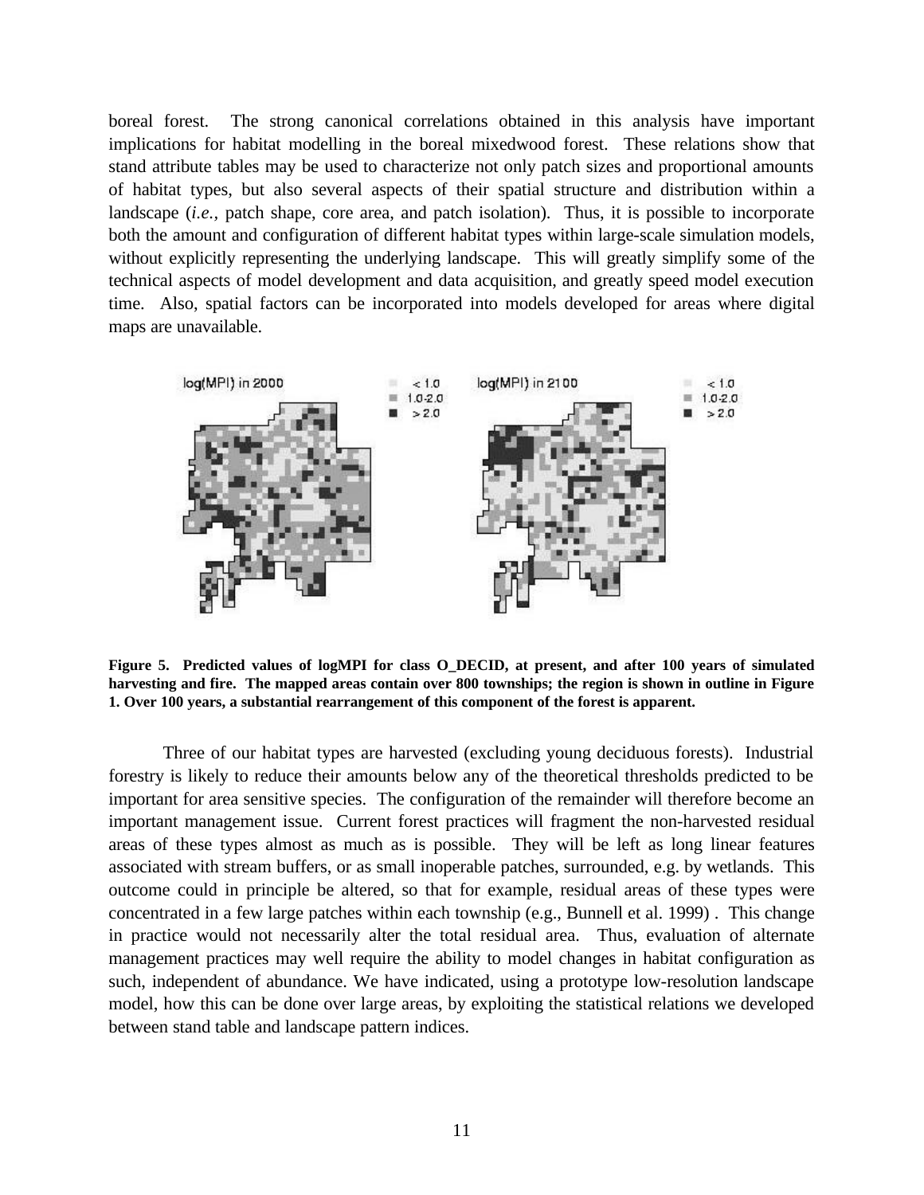boreal forest. The strong canonical correlations obtained in this analysis have important implications for habitat modelling in the boreal mixedwood forest. These relations show that stand attribute tables may be used to characterize not only patch sizes and proportional amounts of habitat types, but also several aspects of their spatial structure and distribution within a landscape (*i.e.*, patch shape, core area, and patch isolation). Thus, it is possible to incorporate both the amount and configuration of different habitat types within large-scale simulation models, without explicitly representing the underlying landscape. This will greatly simplify some of the technical aspects of model development and data acquisition, and greatly speed model execution time. Also, spatial factors can be incorporated into models developed for areas where digital maps are unavailable.

**Figure 5. Predicted values of logMPI for class O_DECID, at present, and after 100 years of simulated harvesting and fire. The mapped areas contain over 800 townships; the region is shown in outline in Figure 1. Over 100 years, a substantial rearrangement of this component of the forest is apparent.**

Three of our habitat types are harvested (excluding young deciduous forests). Industrial forestry is likely to reduce their amounts below any of the theoretical thresholds predicted to be important for area sensitive species. The configuration of the remainder will therefore become an important management issue. Current forest practices will fragment the non-harvested residual areas of these types almost as much as is possible. They will be left as long linear features associated with stream buffers, or as small inoperable patches, surrounded, e.g. by wetlands. This outcome could in principle be altered, so that for example, residual areas of these types were concentrated in a few large patches within each township (e.g., Bunnell et al. 1999) . This change in practice would not necessarily alter the total residual area. Thus, evaluation of alternate management practices may well require the ability to model changes in habitat configuration as such, independent of abundance. We have indicated, using a prototype low-resolution landscape model, how this can be done over large areas, by exploiting the statistical relations we developed between stand table and landscape pattern indices.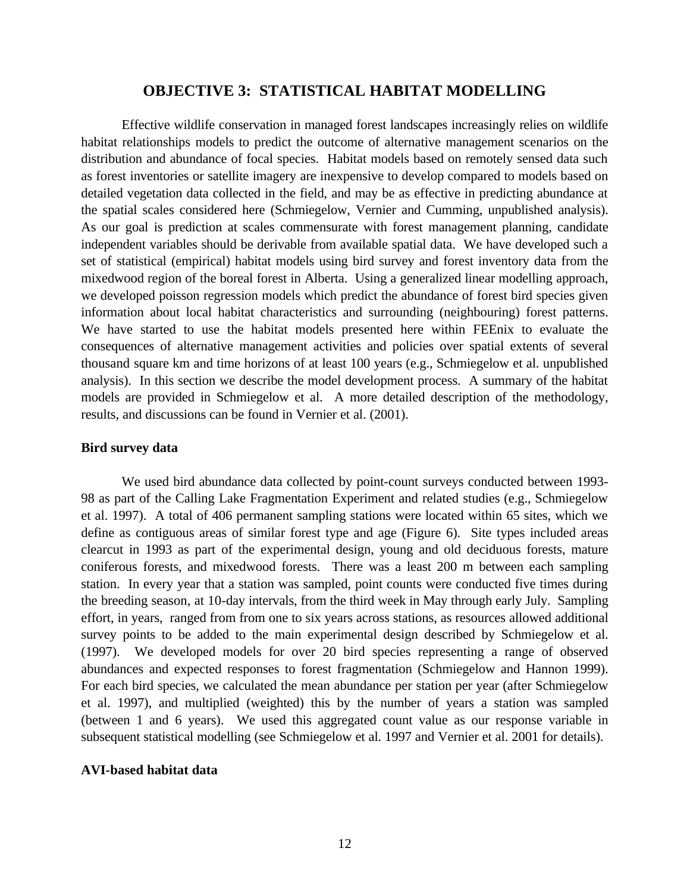## OBJECTIVE 3: STATISTICAL HABITAT MODELLING

Effective wildlife conservation in managed forest landscapes increasingly relies on wildlife habitat relationships models to predict the outcome of alternative management scenarios on the distribution and abundance of focal species. Habitat models based on remotely sensed data such as forest inventories or satellite imagery are inexpensive to develop compared to models based on detailed vegetation data collected in the field, and may be as effective in predicting abundance at the spatial scales considered here (Schmiegelow, Vernier and Cumming, unpublished analysis). As our goal is prediction at scales commensurate with forest management planning, candidate independent variables should be derivable from available spatial data. We have developed such a set of statistical (empirical) habitat models using bird survey and forest inventory data from the mixedwood region of the boreal forest in Alberta. Using a generalized linear modelling approach, we developed poisson regression models which predict the abundance of forest bird species given information about local habitat characteristics and surrounding (neighbouring) forest patterns. We have started to use the habitat models presented here within FEEnix to evaluate the consequences of alternative management activities and policies over spatial extents of several thousand square km and time horizons of at least 100 years (e.g., Schmiegelow et al. unpublished analysis). In this section we describe the model development process. A summary of the habitat models are provided in Schmiegelow et al. A more detailed description of the methodology, results, and discussions can be found in Vernier et al. (2001).

### Bird survey data

We used bird abundance data collected by point-count surveys conducted between 1993-98 as part of the Calling Lake Fragmentation Experiment and related studies (e.g., Schmiegelow et al. 1997). A total of 406 permanent sampling stations were located within 65 sites, which we define as contiguous areas of similar forest type and age (Figure 6). Site types included areas clearcut in 1993 as part of the experimental design, young and old deciduous forests, mature coniferous forests, and mixedwood forests. There was a least 200 m between each sampling station. In every year that a station was sampled, point counts were conducted five times during the breeding season, at 10-day intervals, from the third week in May through early July. Sampling effort, in years, ranged from from one to six years across stations, as resources allowed additional survey points to be added to the main experimental design described by Schmiegelow et al. (1997). We developed models for over 20 bird species representing a range of observed abundances and expected responses to forest fragmentation (Schmiegelow and Hannon 1999). For each bird species, we calculated the mean abundance per station per year (after Schmiegelow et al. 1997), and multiplied (weighted) this by the number of years a station was sampled (between 1 and 6 years). We used this aggregated count value as our response variable in subsequent statistical modelling (see Schmiegelow et al. 1997 and Vernier et al. 2001 for details).

### AVI-based habitat data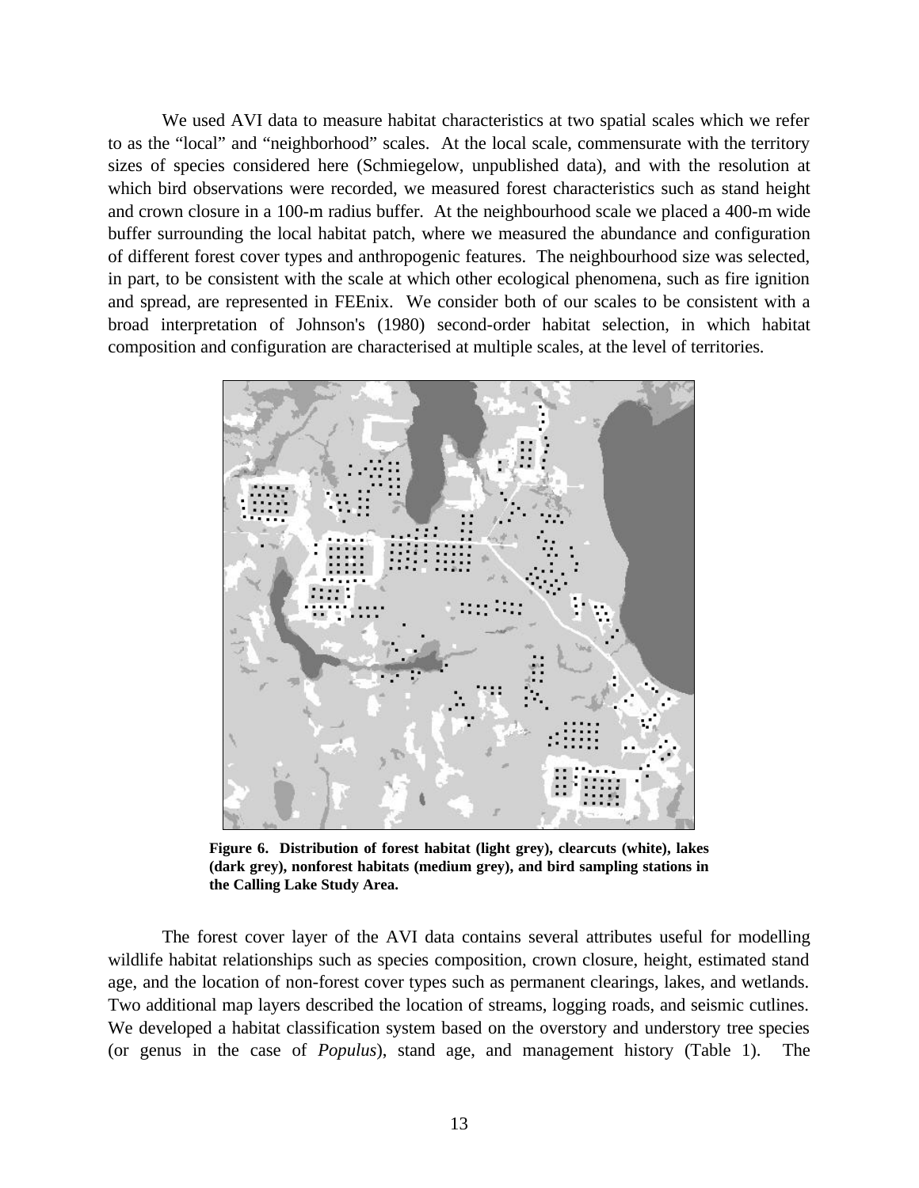We used AVI data to measure habitat characteristics at two spatial scales which we refer to as the "local" and "neighborhood" scales. At the local scale, commensurate with the territory sizes of species considered here (Schmiegelow, unpublished data), and with the resolution at which bird observations were recorded, we measured forest characteristics such as stand height and crown closure in a 100-m radius buffer. At the neighbourhood scale we placed a 400-m wide buffer surrounding the local habitat patch, where we measured the abundance and configuration of different forest cover types and anthropogenic features. The neighbourhood size was selected, in part, to be consistent with the scale at which other ecological phenomena, such as fire ignition and spread, are represented in FEEnix. We consider both of our scales to be consistent with a broad interpretation of Johnson's (1980) second-order habitat selection, in which habitat composition and configuration are characterised at multiple scales, at the level of territories.

**Figure 6. Distribution of forest habitat (light grey), clearcuts (white), lakes (dark grey), nonforest habitats (medium grey), and bird sampling stations in the Calling Lake Study Area.**

The forest cover layer of the AVI data contains several attributes useful for modelling wildlife habitat relationships such as species composition, crown closure, height, estimated stand age, and the location of non-forest cover types such as permanent clearings, lakes, and wetlands. Two additional map layers described the location of streams, logging roads, and seismic cutlines. We developed a habitat classification system based on the overstory and understory tree species (or genus in the case of *Populus*), stand age, and management history (Table 1). The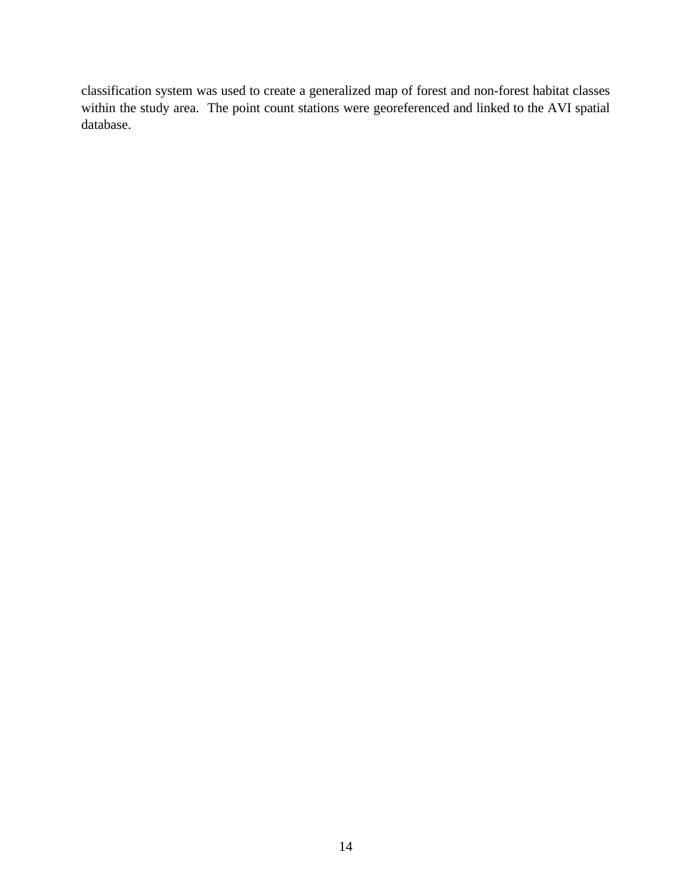classification system was used to create a generalized map of forest and non-forest habitat classes within the study area. The point count stations were georeferenced and linked to the AVI spatial database.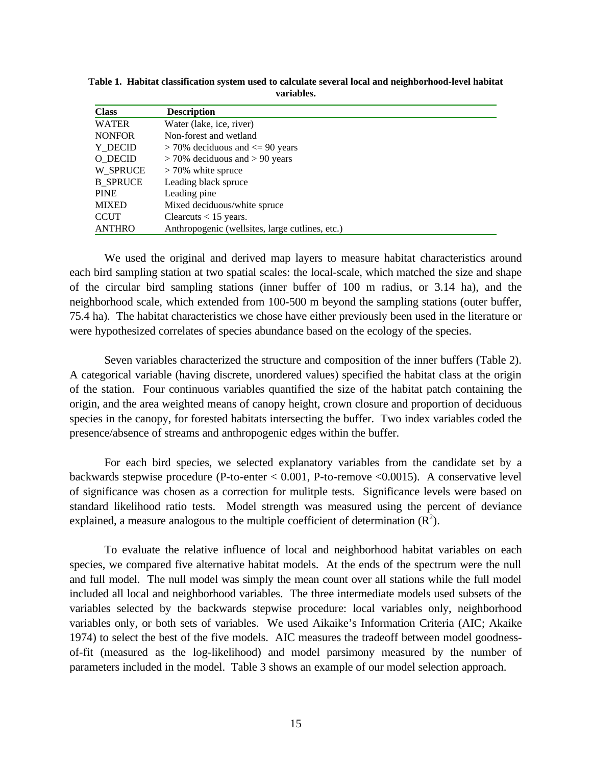**Table 1. Habitat classification system used to calculate several local and neighborhood-level habitat variables.**

| Class | Description |
|---|---|
| WATER | Water (lake, ice, river) |
| NONFOR | Non-forest and wetland |
| Y_DECID | > 70% deciduous and <= 90 years |
| O_DECID | > 70% deciduous and > 90 years |
| W_SPRUCE | > 70% white spruce |
| B_SPRUCE | Leading black spruce |
| PINE | Leading pine |
| MIXED | Mixed deciduous/white spruce |
| CCUT | Clearcuts < 15 years. |
| ANTHRO | Anthropogenic (wellsites, large cutlines, etc.) |

We used the original and derived map layers to measure habitat characteristics around each bird sampling station at two spatial scales: the local-scale, which matched the size and shape of the circular bird sampling stations (inner buffer of 100 m radius, or 3.14 ha), and the neighborhood scale, which extended from 100-500 m beyond the sampling stations (outer buffer, 75.4 ha). The habitat characteristics we chose have either previously been used in the literature or were hypothesized correlates of species abundance based on the ecology of the species.

Seven variables characterized the structure and composition of the inner buffers (Table 2). A categorical variable (having discrete, unordered values) specified the habitat class at the origin of the station. Four continuous variables quantified the size of the habitat patch containing the origin, and the area weighted means of canopy height, crown closure and proportion of deciduous species in the canopy, for forested habitats intersecting the buffer. Two index variables coded the presence/absence of streams and anthropogenic edges within the buffer.

For each bird species, we selected explanatory variables from the candidate set by a backwards stepwise procedure (P-to-enter < 0.001, P-to-remove <0.0015). A conservative level of significance was chosen as a correction for mulitple tests. Significance levels were based on standard likelihood ratio tests. Model strength was measured using the percent of deviance explained, a measure analogous to the multiple coefficient of determination ($R^2$).

To evaluate the relative influence of local and neighborhood habitat variables on each species, we compared five alternative habitat models. At the ends of the spectrum were the null and full model. The null model was simply the mean count over all stations while the full model included all local and neighborhood variables. The three intermediate models used subsets of the variables selected by the backwards stepwise procedure: local variables only, neighborhood variables only, or both sets of variables. We used Aikaike's Information Criteria (AIC; Akaike 1974) to select the best of the five models. AIC measures the tradeoff between model goodness-of-fit (measured as the log-likelihood) and model parsimony measured by the number of parameters included in the model. Table 3 shows an example of our model selection approach.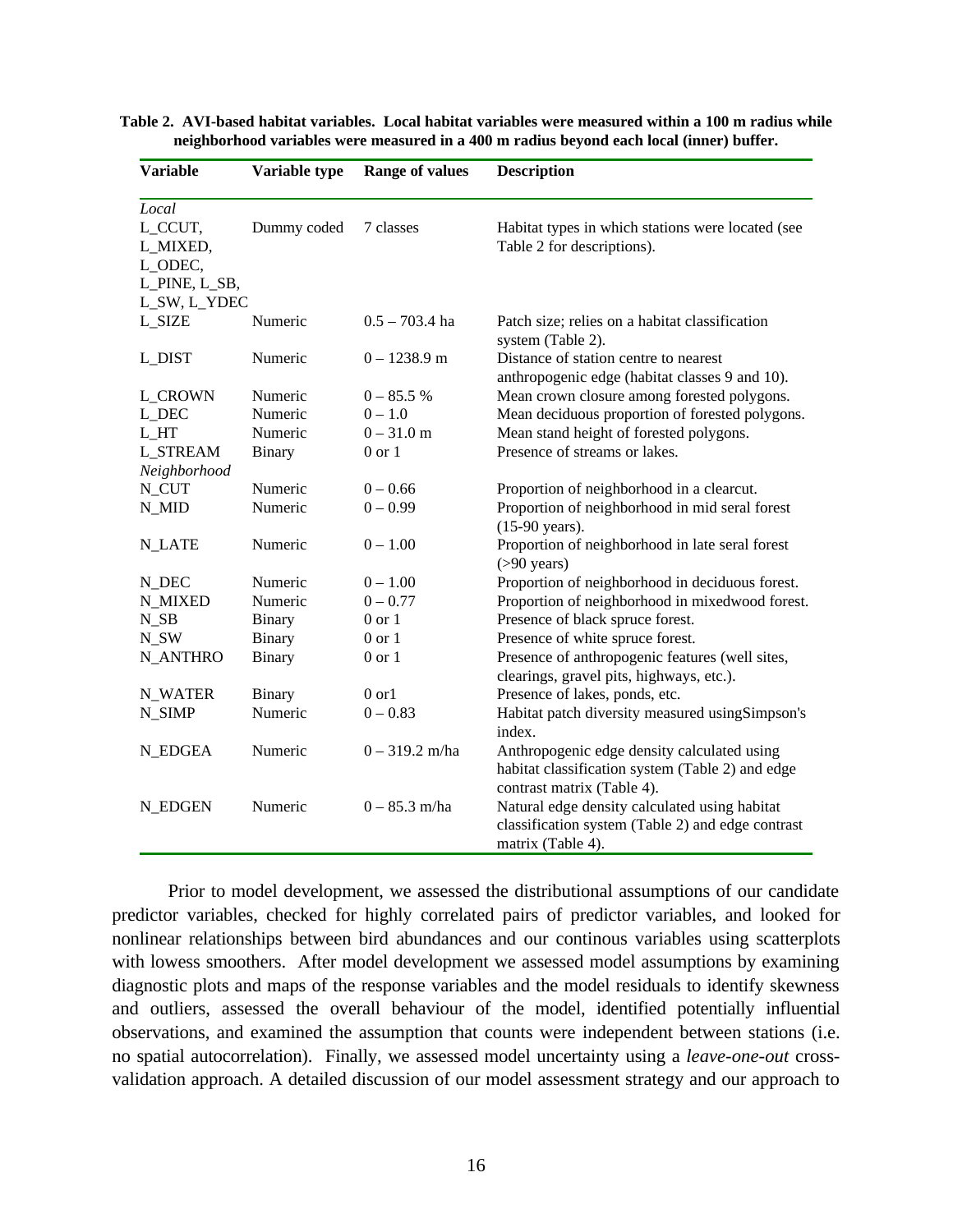**Table 2. AVI-based habitat variables. Local habitat variables were measured within a 100 m radius while neighborhood variables were measured in a 400 m radius beyond each local (inner) buffer.**

| Variable | Variable type | Range of values | Description |
|---|---|---|---|
| *Local* | | | |
| L_CCUT, L_MIXED, L_ODEC, L_PINE, L_SB, L_SW, L_YDEC | Dummy coded | 7 classes | Habitat types in which stations were located (see Table 2 for descriptions). |
| L_SIZE | Numeric | 0.5 – 703.4 ha | Patch size; relies on a habitat classification system (Table 2). |
| L_DIST | Numeric | 0 – 1238.9 m | Distance of station centre to nearest anthropogenic edge (habitat classes 9 and 10). |
| L_CROWN | Numeric | 0 – 85.5 % | Mean crown closure among forested polygons. |
| L_DEC | Numeric | 0 – 1.0 | Mean deciduous proportion of forested polygons. |
| L_HT | Numeric | 0 – 31.0 m | Mean stand height of forested polygons. |
| L_STREAM | Binary | 0 or 1 | Presence of streams or lakes. |
| *Neighborhood* | | | |
| N_CUT | Numeric | 0 – 0.66 | Proportion of neighborhood in a clearcut. |
| N_MID | Numeric | 0 – 0.99 | Proportion of neighborhood in mid seral forest (15-90 years). |
| N_LATE | Numeric | 0 – 1.00 | Proportion of neighborhood in late seral forest (>90 years) |
| N_DEC | Numeric | 0 – 1.00 | Proportion of neighborhood in deciduous forest. |
| N_MIXED | Numeric | 0 – 0.77 | Proportion of neighborhood in mixedwood forest. |
| N_SB | Binary | 0 or 1 | Presence of black spruce forest. |
| N_SW | Binary | 0 or 1 | Presence of white spruce forest. |
| N_ANTHRO | Binary | 0 or 1 | Presence of anthropogenic features (well sites, clearings, gravel pits, highways, etc.). |
| N_WATER | Binary | 0 or1 | Presence of lakes, ponds, etc. |
| N_SIMP | Numeric | 0 – 0.83 | Habitat patch diversity measured usingSimpson's index. |
| N_EDGEA | Numeric | 0 – 319.2 m/ha | Anthropogenic edge density calculated using habitat classification system (Table 2) and edge contrast matrix (Table 4). |
| N_EDGEN | Numeric | 0 – 85.3 m/ha | Natural edge density calculated using habitat classification system (Table 2) and edge contrast matrix (Table 4). |

Prior to model development, we assessed the distributional assumptions of our candidate predictor variables, checked for highly correlated pairs of predictor variables, and looked for nonlinear relationships between bird abundances and our continous variables using scatterplots with lowess smoothers. After model development we assessed model assumptions by examining diagnostic plots and maps of the response variables and the model residuals to identify skewness and outliers, assessed the overall behaviour of the model, identified potentially influential observations, and examined the assumption that counts were independent between stations (i.e. no spatial autocorrelation). Finally, we assessed model uncertainty using a *leave-one-out* cross-validation approach. A detailed discussion of our model assessment strategy and our approach to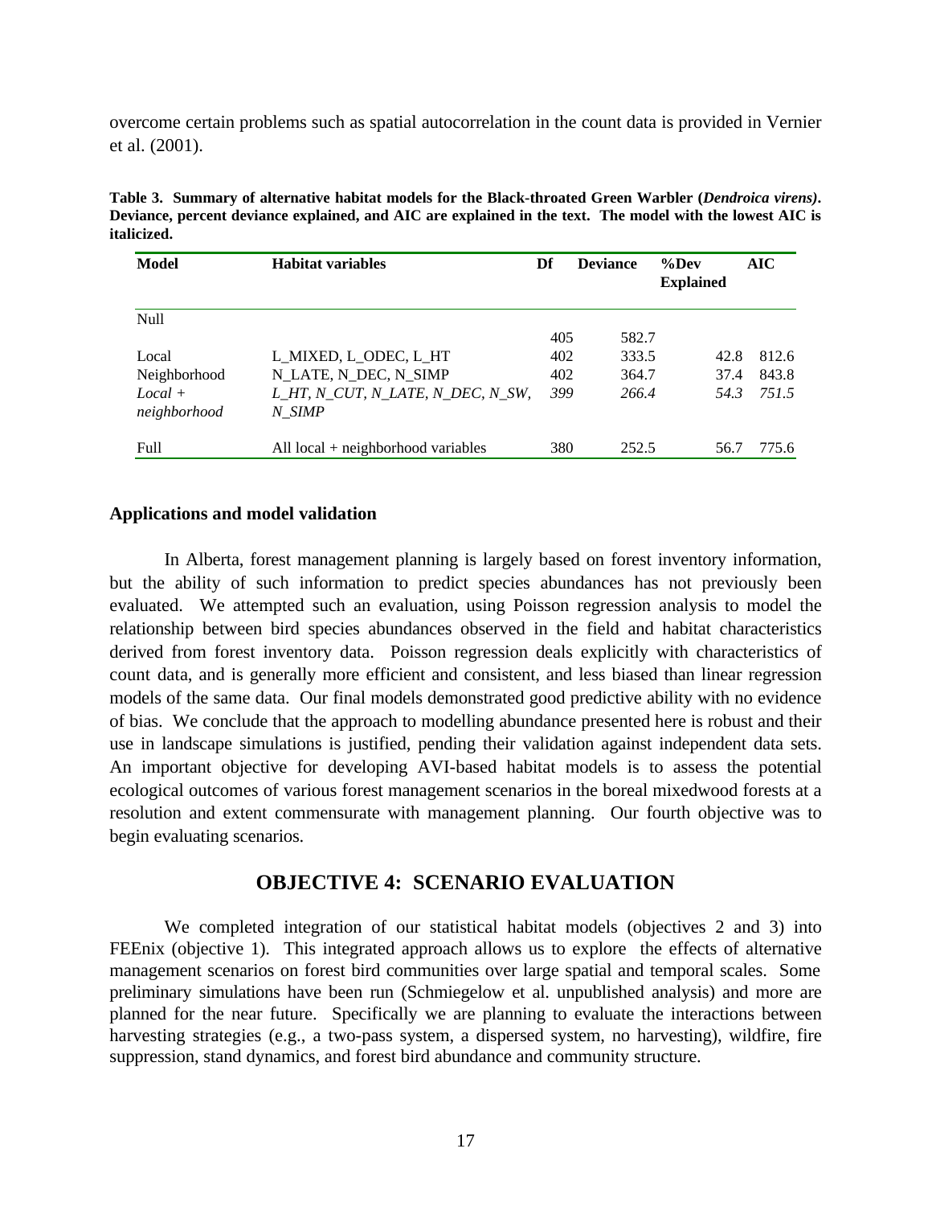overcome certain problems such as spatial autocorrelation in the count data is provided in Vernier et al. (2001).

**Table 3. Summary of alternative habitat models for the Black-throated Green Warbler (*Dendroica virens*). Deviance, percent deviance explained, and AIC are explained in the text. The model with the lowest AIC is italicized.**

| Model | Habitat variables | Df | Deviance | %Dev Explained | AIC |
|---|---|---|---|---|---|
| Null | | 405 | 582.7 | | |
| Local | L_MIXED, L_ODEC, L_HT | 402 | 333.5 | 42.8 | 812.6 |
| Neighborhood | N_LATE, N_DEC, N_SIMP | 402 | 364.7 | 37.4 | 843.8 |
| *Local + neighborhood* | *L_HT, N_CUT, N_LATE, N_DEC, N_SW, N_SIMP* | *399* | *266.4* | *54.3* | *751.5* |
| Full | All local + neighborhood variables | 380 | 252.5 | 56.7 | 775.6 |

### Applications and model validation

In Alberta, forest management planning is largely based on forest inventory information, but the ability of such information to predict species abundances has not previously been evaluated. We attempted such an evaluation, using Poisson regression analysis to model the relationship between bird species abundances observed in the field and habitat characteristics derived from forest inventory data. Poisson regression deals explicitly with characteristics of count data, and is generally more efficient and consistent, and less biased than linear regression models of the same data. Our final models demonstrated good predictive ability with no evidence of bias. We conclude that the approach to modelling abundance presented here is robust and their use in landscape simulations is justified, pending their validation against independent data sets. An important objective for developing AVI-based habitat models is to assess the potential ecological outcomes of various forest management scenarios in the boreal mixedwood forests at a resolution and extent commensurate with management planning. Our fourth objective was to begin evaluating scenarios.

## OBJECTIVE 4: SCENARIO EVALUATION

We completed integration of our statistical habitat models (objectives 2 and 3) into FEEnix (objective 1). This integrated approach allows us to explore the effects of alternative management scenarios on forest bird communities over large spatial and temporal scales. Some preliminary simulations have been run (Schmiegelow et al. unpublished analysis) and more are planned for the near future. Specifically we are planning to evaluate the interactions between harvesting strategies (e.g., a two-pass system, a dispersed system, no harvesting), wildfire, fire suppression, stand dynamics, and forest bird abundance and community structure.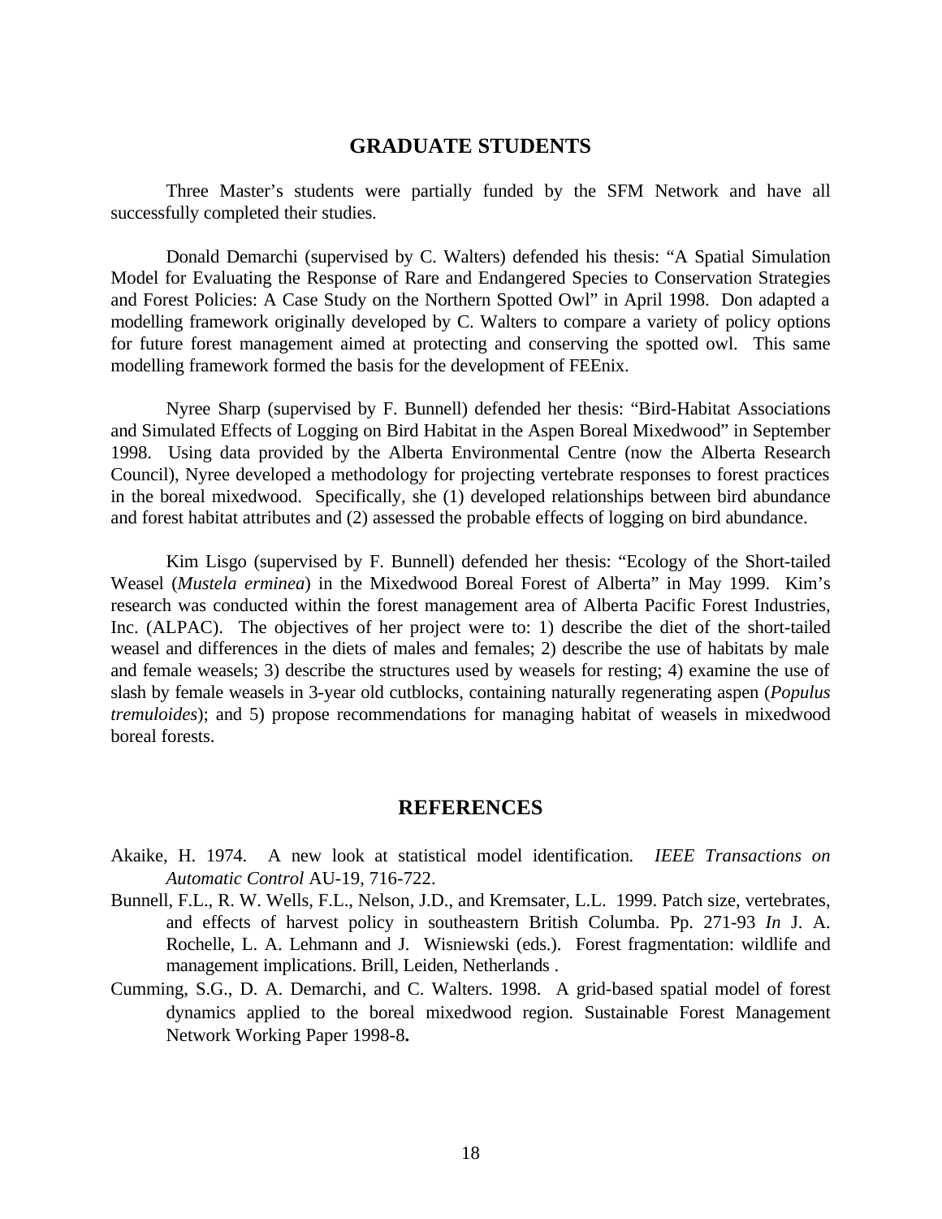## GRADUATE STUDENTS

Three Master's students were partially funded by the SFM Network and have all successfully completed their studies.

Donald Demarchi (supervised by C. Walters) defended his thesis: "A Spatial Simulation Model for Evaluating the Response of Rare and Endangered Species to Conservation Strategies and Forest Policies: A Case Study on the Northern Spotted Owl" in April 1998. Don adapted a modelling framework originally developed by C. Walters to compare a variety of policy options for future forest management aimed at protecting and conserving the spotted owl. This same modelling framework formed the basis for the development of FEEnix.

Nyree Sharp (supervised by F. Bunnell) defended her thesis: "Bird-Habitat Associations and Simulated Effects of Logging on Bird Habitat in the Aspen Boreal Mixedwood" in September 1998. Using data provided by the Alberta Environmental Centre (now the Alberta Research Council), Nyree developed a methodology for projecting vertebrate responses to forest practices in the boreal mixedwood. Specifically, she (1) developed relationships between bird abundance and forest habitat attributes and (2) assessed the probable effects of logging on bird abundance.

Kim Lisgo (supervised by F. Bunnell) defended her thesis: "Ecology of the Short-tailed Weasel (*Mustela erminea*) in the Mixedwood Boreal Forest of Alberta" in May 1999. Kim's research was conducted within the forest management area of Alberta Pacific Forest Industries, Inc. (ALPAC). The objectives of her project were to: 1) describe the diet of the short-tailed weasel and differences in the diets of males and females; 2) describe the use of habitats by male and female weasels; 3) describe the structures used by weasels for resting; 4) examine the use of slash by female weasels in 3-year old cutblocks, containing naturally regenerating aspen (*Populus tremuloides*); and 5) propose recommendations for managing habitat of weasels in mixedwood boreal forests.

## REFERENCES

Akaike, H. 1974. A new look at statistical model identification. *IEEE Transactions on Automatic Control* AU-19, 716-722.

Bunnell, F.L., R. W. Wells, F.L., Nelson, J.D., and Kremsater, L.L. 1999. Patch size, vertebrates, and effects of harvest policy in southeastern British Columba. Pp. 271-93 *In* J. A. Rochelle, L. A. Lehmann and J. Wisniewski (eds.). Forest fragmentation: wildlife and management implications. Brill, Leiden, Netherlands .

Cumming, S.G., D. A. Demarchi, and C. Walters. 1998. A grid-based spatial model of forest dynamics applied to the boreal mixedwood region. Sustainable Forest Management Network Working Paper 1998-8**.**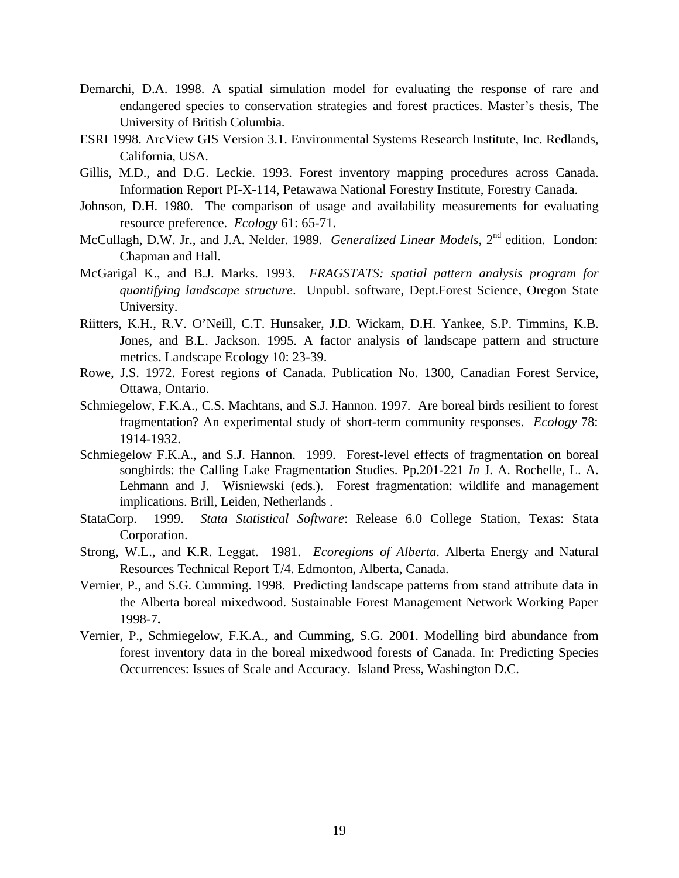Demarchi, D.A. 1998. A spatial simulation model for evaluating the response of rare and endangered species to conservation strategies and forest practices. Master's thesis, The University of British Columbia.

ESRI 1998. ArcView GIS Version 3.1. Environmental Systems Research Institute, Inc. Redlands, California, USA.

Gillis, M.D., and D.G. Leckie. 1993. Forest inventory mapping procedures across Canada. Information Report PI-X-114, Petawawa National Forestry Institute, Forestry Canada.

Johnson, D.H. 1980. The comparison of usage and availability measurements for evaluating resource preference. *Ecology* 61: 65-71.

McCullagh, D.W. Jr., and J.A. Nelder. 1989. *Generalized Linear Models*, 2nd edition. London: Chapman and Hall.

McGarigal K., and B.J. Marks. 1993. *FRAGSTATS: spatial pattern analysis program for quantifying landscape structure*. Unpubl. software, Dept.Forest Science, Oregon State University.

Riitters, K.H., R.V. O'Neill, C.T. Hunsaker, J.D. Wickam, D.H. Yankee, S.P. Timmins, K.B. Jones, and B.L. Jackson. 1995. A factor analysis of landscape pattern and structure metrics. Landscape Ecology 10: 23-39.

Rowe, J.S. 1972. Forest regions of Canada. Publication No. 1300, Canadian Forest Service, Ottawa, Ontario.

Schmiegelow, F.K.A., C.S. Machtans, and S.J. Hannon. 1997. Are boreal birds resilient to forest fragmentation? An experimental study of short-term community responses. *Ecology* 78: 1914-1932.

Schmiegelow F.K.A., and S.J. Hannon. 1999. Forest-level effects of fragmentation on boreal songbirds: the Calling Lake Fragmentation Studies. Pp.201-221 *In* J. A. Rochelle, L. A. Lehmann and J. Wisniewski (eds.). Forest fragmentation: wildlife and management implications. Brill, Leiden, Netherlands .

StataCorp. 1999. *Stata Statistical Software*: Release 6.0 College Station, Texas: Stata Corporation.

Strong, W.L., and K.R. Leggat. 1981. *Ecoregions of Alberta*. Alberta Energy and Natural Resources Technical Report T/4. Edmonton, Alberta, Canada.

Vernier, P., and S.G. Cumming. 1998. Predicting landscape patterns from stand attribute data in the Alberta boreal mixedwood. Sustainable Forest Management Network Working Paper 1998-7**.**

Vernier, P., Schmiegelow, F.K.A., and Cumming, S.G. 2001. Modelling bird abundance from forest inventory data in the boreal mixedwood forests of Canada. In: Predicting Species Occurrences: Issues of Scale and Accuracy. Island Press, Washington D.C.